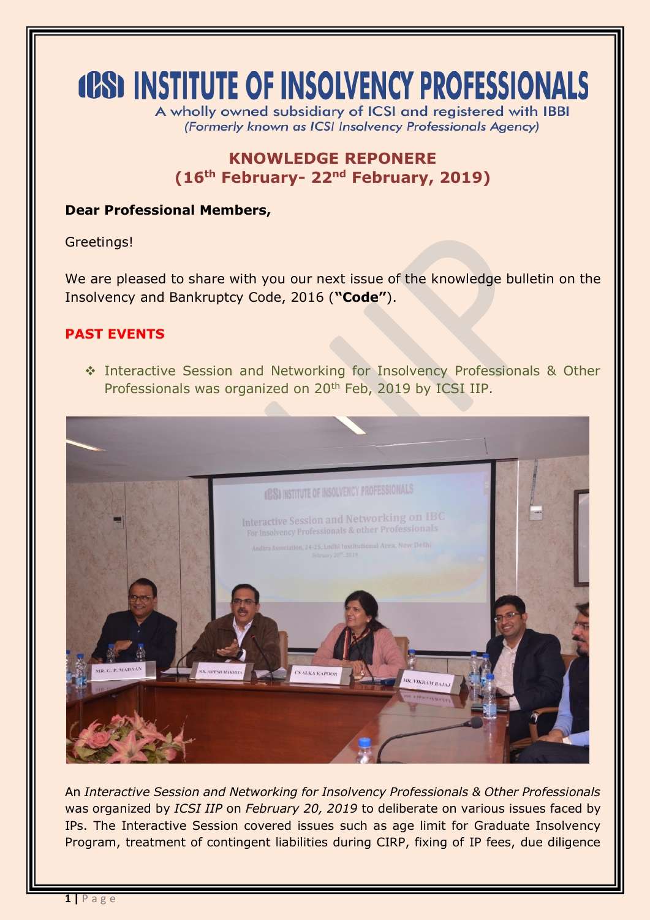# ICSI INSTITUTE OF INSOLVENCY PROFESSIONALS

A wholly owned subsidiary of ICSI and registered with IBBI
*(Formerly known as ICSI Insolvency Professionals Agency)*

## KNOWLEDGE REPONERE
## (16th February- 22nd February, 2019)

**Dear Professional Members,**

Greetings!

We are pleased to share with you our next issue of the knowledge bulletin on the Insolvency and Bankruptcy Code, 2016 (**"Code"**).

### PAST EVENTS

- Interactive Session and Networking for Insolvency Professionals & Other Professionals was organized on 20th Feb, 2019 by ICSI IIP.

An *Interactive Session and Networking for Insolvency Professionals & Other Professionals* was organized by *ICSI IIP* on *February 20, 2019* to deliberate on various issues faced by IPs. The Interactive Session covered issues such as age limit for Graduate Insolvency Program, treatment of contingent liabilities during CIRP, fixing of IP fees, due diligence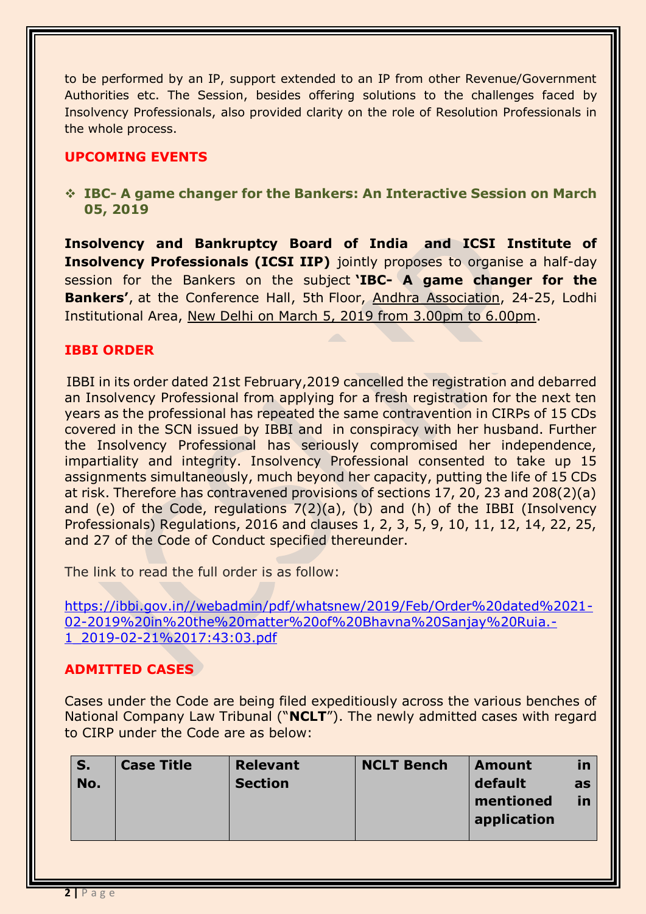to be performed by an IP, support extended to an IP from other Revenue/Government Authorities etc. The Session, besides offering solutions to the challenges faced by Insolvency Professionals, also provided clarity on the role of Resolution Professionals in the whole process.

## UPCOMING EVENTS

- **IBC- A game changer for the Bankers: An Interactive Session on March 05, 2019**

**Insolvency and Bankruptcy Board of India and ICSI Institute of Insolvency Professionals (ICSI IIP)** jointly proposes to organise a half-day session for the Bankers on the subject **'IBC- A game changer for the Bankers'**, at the Conference Hall, 5th Floor, Andhra Association, 24-25, Lodhi Institutional Area, New Delhi on March 5, 2019 from 3.00pm to 6.00pm.

## IBBI ORDER

IBBI in its order dated 21st February,2019 cancelled the registration and debarred an Insolvency Professional from applying for a fresh registration for the next ten years as the professional has repeated the same contravention in CIRPs of 15 CDs covered in the SCN issued by IBBI and in conspiracy with her husband. Further the Insolvency Professional has seriously compromised her independence, impartiality and integrity. Insolvency Professional consented to take up 15 assignments simultaneously, much beyond her capacity, putting the life of 15 CDs at risk. Therefore has contravened provisions of sections 17, 20, 23 and 208(2)(a) and (e) of the Code, regulations 7(2)(a), (b) and (h) of the IBBI (Insolvency Professionals) Regulations, 2016 and clauses 1, 2, 3, 5, 9, 10, 11, 12, 14, 22, 25, and 27 of the Code of Conduct specified thereunder.

The link to read the full order is as follow:

https://ibbi.gov.in//webadmin/pdf/whatsnew/2019/Feb/Order%20dated%2021-02-2019%20in%20the%20matter%20of%20Bhavna%20Sanjay%20Ruia.-1_2019-02-21%2017:43:03.pdf

## ADMITTED CASES

Cases under the Code are being filed expeditiously across the various benches of National Company Law Tribunal ("**NCLT**"). The newly admitted cases with regard to CIRP under the Code are as below:

| S. No. | Case Title | Relevant Section | NCLT Bench | Amount in default as mentioned in application |
|---|---|---|---|---|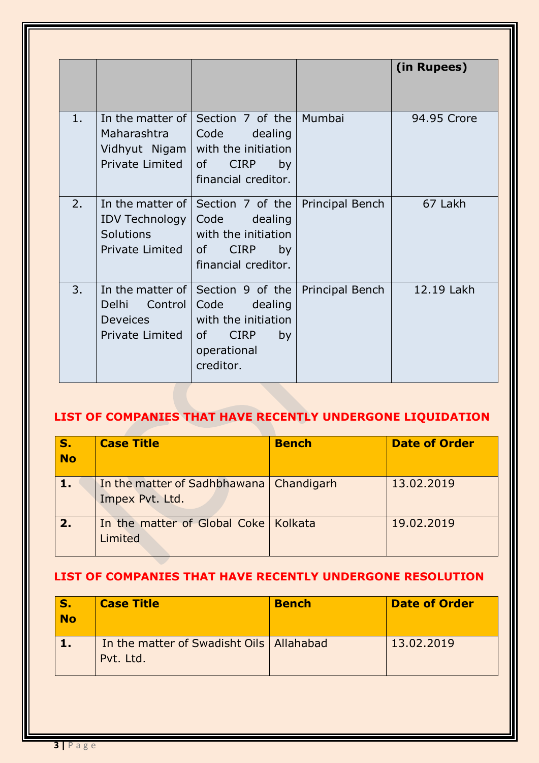| | | | | (in Rupees) |
|---|---|---|---|---|
| 1. | In the matter of Maharashtra Vidhyut Nigam Private Limited | Section 7 of the Code dealing with the initiation of CIRP by financial creditor. | Mumbai | 94.95 Crore |
| 2. | In the matter of IDV Technology Solutions Private Limited | Section 7 of the Code dealing with the initiation of CIRP by financial creditor. | Principal Bench | 67 Lakh |
| 3. | In the matter of Delhi Control Deveices Private Limited | Section 9 of the Code dealing with the initiation of CIRP by operational creditor. | Principal Bench | 12.19 Lakh |

## LIST OF COMPANIES THAT HAVE RECENTLY UNDERGONE LIQUIDATION

| S. No | Case Title | Bench | Date of Order |
|---|---|---|---|
| **1.** | In the matter of Sadhbhawana Impex Pvt. Ltd. | Chandigarh | 13.02.2019 |
| **2.** | In the matter of Global Coke Limited | Kolkata | 19.02.2019 |

## LIST OF COMPANIES THAT HAVE RECENTLY UNDERGONE RESOLUTION

| S. No | Case Title | Bench | Date of Order |
|---|---|---|---|
| **1.** | In the matter of Swadisht Oils Pvt. Ltd. | Allahabad | 13.02.2019 |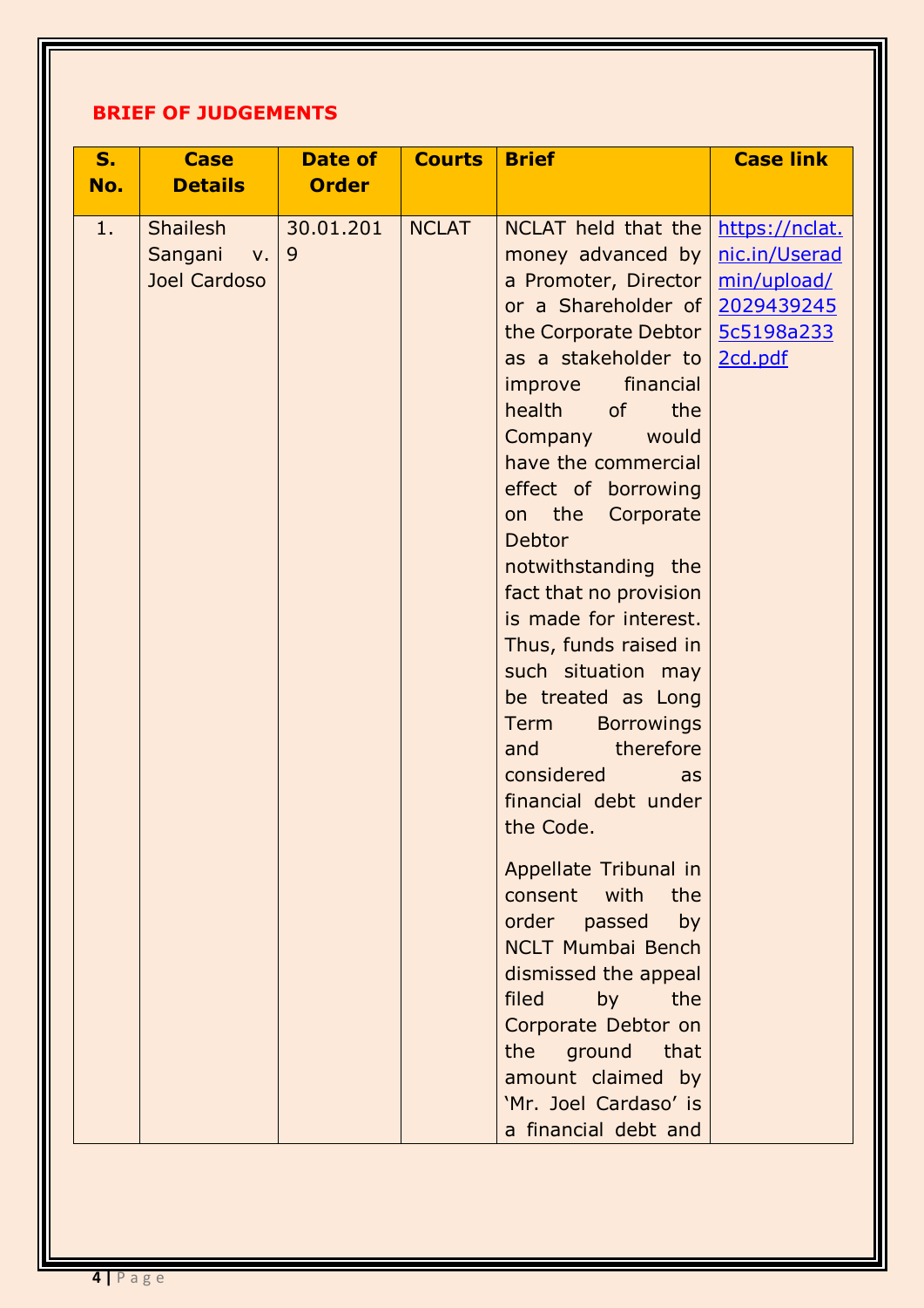## BRIEF OF JUDGEMENTS

| S. No. | Case Details | Date of Order | Courts | Brief | Case link |
|---|---|---|---|---|---|
| 1. | Shailesh Sangani v. Joel Cardoso | 30.01.2019 | NCLAT | NCLAT held that the money advanced by a Promoter, Director or a Shareholder of the Corporate Debtor as a stakeholder to improve financial health of the Company would have the commercial effect of borrowing on the Corporate Debtor notwithstanding the fact that no provision is made for interest. Thus, funds raised in such situation may be treated as Long Term Borrowings and therefore considered as financial debt under the Code.<br><br>Appellate Tribunal in consent with the order passed by NCLT Mumbai Bench dismissed the appeal filed by the Corporate Debtor on the ground that amount claimed by 'Mr. Joel Cardaso' is a financial debt and | https://nclat.nic.in/Useradmin/upload/20294392455c5198a2332cd.pdf |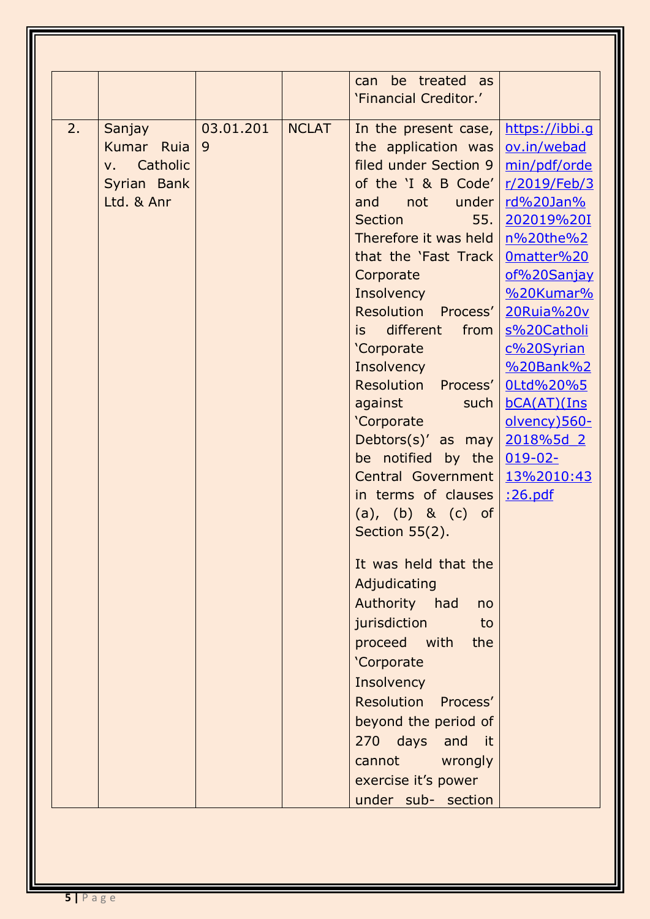|  |  |  |  |  |  |
|---|---|---|---|---|---|
|  |  |  |  | can be treated as 'Financial Creditor.' |  |
| 2. | Sanjay Kumar Ruia v. Catholic Syrian Bank Ltd. & Anr | 03.01.2019 | NCLAT | In the present case, the application was filed under Section 9 of the 'I & B Code' and not under Section 55. Therefore it was held that the 'Fast Track Corporate Insolvency Resolution Process' is different from 'Corporate Insolvency Resolution Process' against such 'Corporate Debtors(s)' as may be notified by the Central Government in terms of clauses (a), (b) & (c) of Section 55(2).<br><br>It was held that the Adjudicating Authority had no jurisdiction to proceed with the 'Corporate Insolvency Resolution Process' beyond the period of 270 days and it cannot wrongly exercise it's power under sub- section | https://ibbi.gov.in/webadmin/pdf/order/2019/Feb/3rd%20Jan%202019%20In%20the%20matter%20of%20Sanjay%20Kumar%20Ruia%20vs%20Catholic%20Syrian%20Bank%20Ltd%20%5bCA(AT)(Insolvency)560-2018%5d_2019-02-13%2010:43:26.pdf |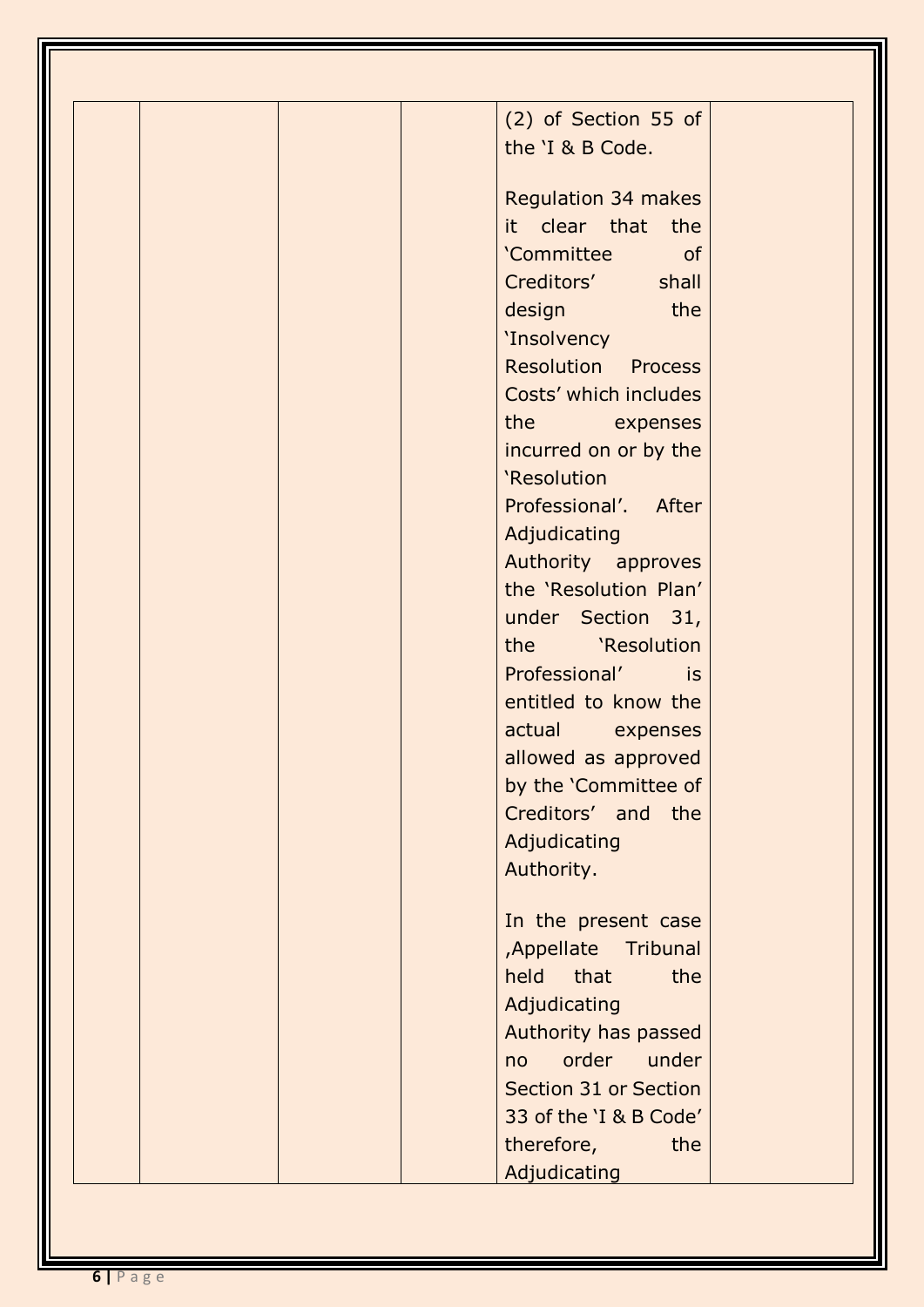|  |  |  |  | (2) of Section 55 of the 'I & B Code.<br><br>Regulation 34 makes it clear that the 'Committee of Creditors' shall design the 'Insolvency Resolution Process Costs' which includes the expenses incurred on or by the 'Resolution Professional'. After Adjudicating Authority approves the 'Resolution Plan' under Section 31, the 'Resolution Professional' is entitled to know the actual expenses allowed as approved by the 'Committee of Creditors' and the Adjudicating Authority.<br><br>In the present case ,Appellate Tribunal held that the Adjudicating Authority has passed no order under Section 31 or Section 33 of the 'I & B Code' therefore, the Adjudicating |  |
|---|---|---|---|---|---|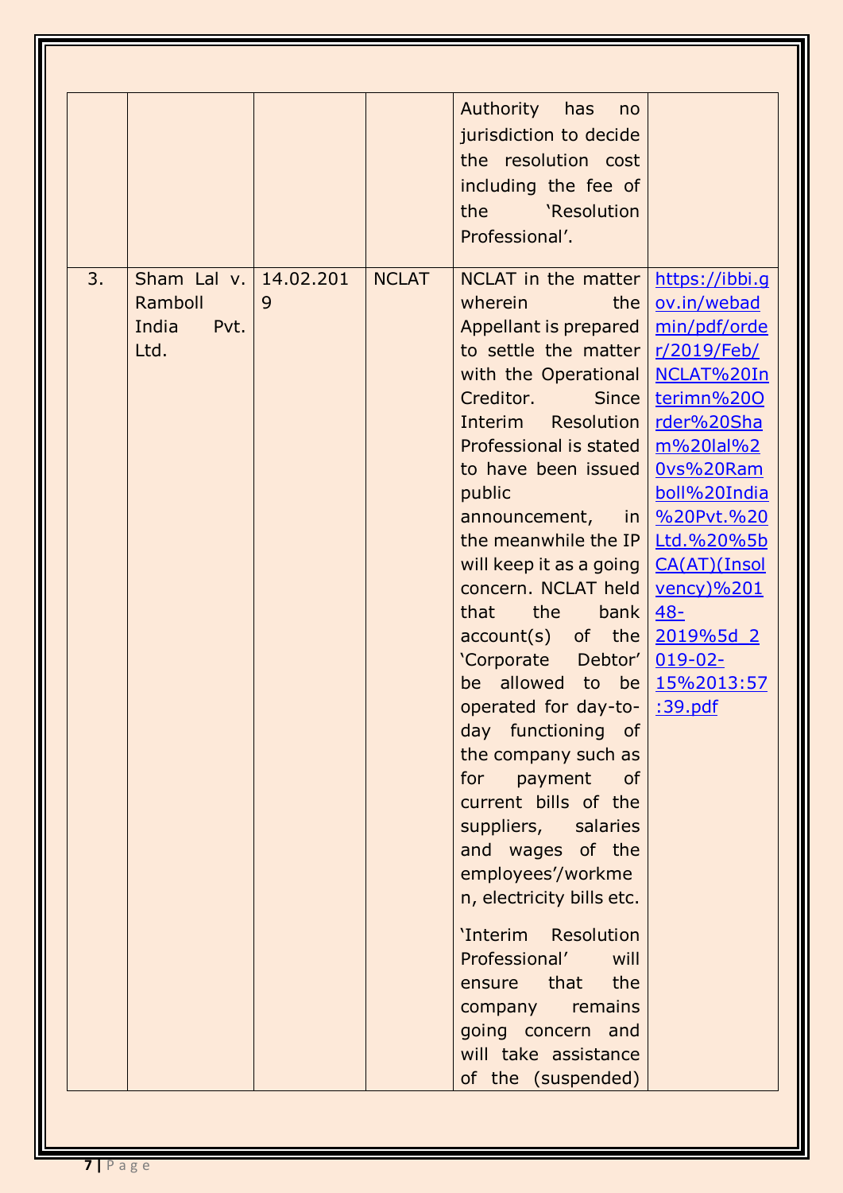| | | | | | |
|---|---|---|---|---|---|
| | | | | Authority has no jurisdiction to decide the resolution cost including the fee of the 'Resolution Professional'. | |
| 3. | Sham Lal v. Ramboll India Pvt. Ltd. | 14.02.2019 | NCLAT | NCLAT in the matter wherein the Appellant is prepared to settle the matter with the Operational Creditor. Since Interim Resolution Professional is stated to have been issued public announcement, in the meanwhile the IP will keep it as a going concern. NCLAT held that the bank account(s) of the 'Corporate Debtor' be allowed to be operated for day-to-day functioning of the company such as for payment of current bills of the suppliers, salaries and wages of the employees'/workmen, electricity bills etc.<br><br>'Interim Resolution Professional' will ensure that the company remains going concern and will take assistance of the (suspended) | https://ibbi.gov.in/webadmin/pdf/order/2019/Feb/NCLAT%20Interimn%20Order%20Sham%20lal%20vs%20Ramboll%20India%20Pvt.%20Ltd.%20%5bCA(AT)(Insolvency)%20148-2019%5d_2019-02-15%2013:57:39.pdf |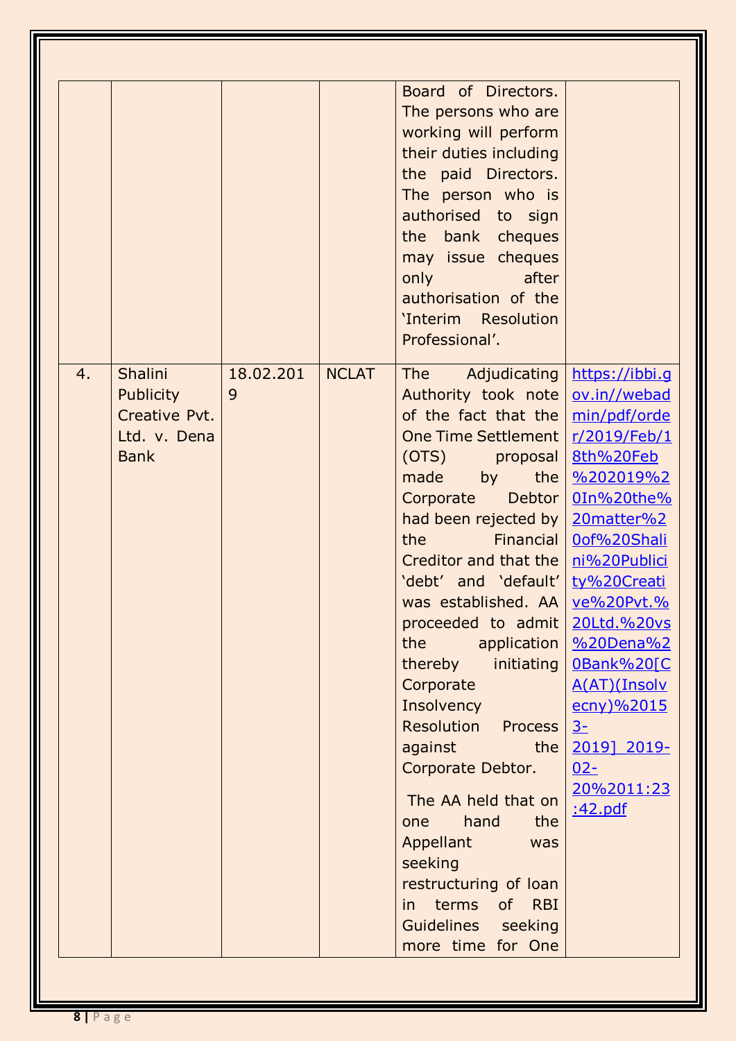| | | | | Board of Directors. The persons who are working will perform their duties including the paid Directors. The person who is authorised to sign the bank cheques may issue cheques only after authorisation of the 'Interim Resolution Professional'. | |
|---|---|---|---|---|---|
| 4. | Shalini Publicity Creative Pvt. Ltd. v. Dena Bank | 18.02.2019 | NCLAT | The Adjudicating Authority took note of the fact that the One Time Settlement (OTS) proposal made by the Corporate Debtor had been rejected by the Financial Creditor and that the 'debt' and 'default' was established. AA proceeded to admit the application thereby initiating Corporate Insolvency Resolution Process against the Corporate Debtor.<br><br>The AA held that on one hand the Appellant was seeking restructuring of loan in terms of RBI Guidelines seeking more time for One | [https://ibbi.gov.in//webadmin/pdf/order/2019/Feb/18th%20Feb%202019%20In%20the%20matter%20of%20Shalini%20Publicity%20Creative%20Pvt.%20Ltd.%20vs%20Dena%20Bank%20[CA(AT)(Insolvecny)%20153-2019]_2019-02-20%2011:23:42.pdf](https://ibbi.gov.in//webadmin/pdf/order/2019/Feb/18th%20Feb%202019%20In%20the%20matter%20of%20Shalini%20Publicity%20Creative%20Pvt.%20Ltd.%20vs%20Dena%20Bank%20[CA(AT)(Insolvecny)%20153-2019]_2019-02-20%2011:23:42.pdf) |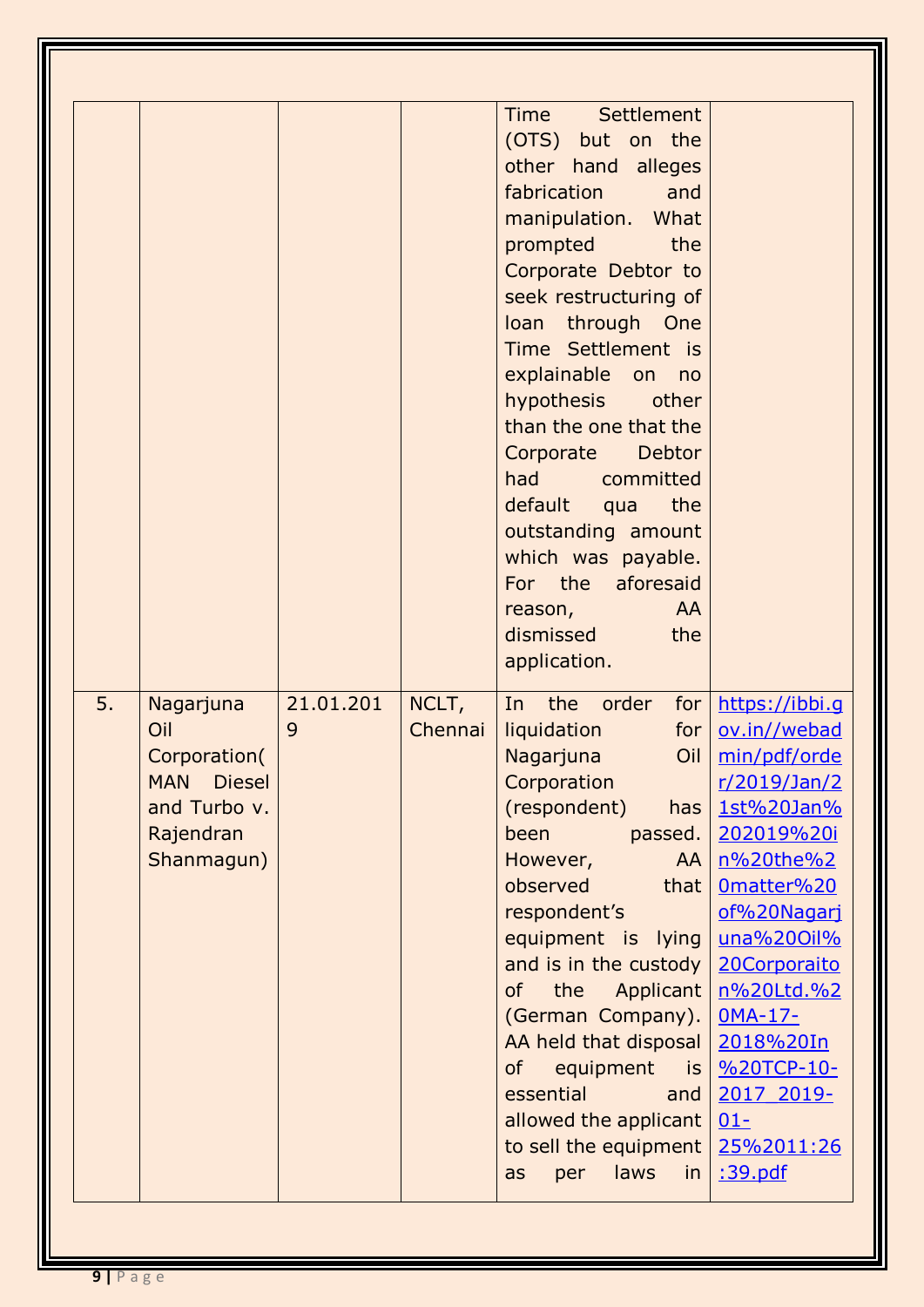| | | | | Time Settlement (OTS) but on the other hand alleges fabrication and manipulation. What prompted the Corporate Debtor to seek restructuring of loan through One Time Settlement is explainable on no hypothesis other than the one that the Corporate Debtor had committed default qua the outstanding amount which was payable. For the aforesaid reason, AA dismissed the application. | |
|---|---|---|---|---|---|
| 5. | Nagarjuna Oil Corporation( MAN Diesel and Turbo v. Rajendran Shanmagun) | 21.01.2019 | NCLT, Chennai | In the order for liquidation for Nagarjuna Oil Corporation (respondent) has been passed. However, AA observed that respondent's equipment is lying and is in the custody of the Applicant (German Company). AA held that disposal of equipment is essential and allowed the applicant to sell the equipment as per laws in | https://ibbi.gov.in//webadmin/pdf/order/2019/Jan/21st%20Jan%202019%20in%20the%20matter%20of%20Nagarjuna%20Oil%20Corporaiton%20Ltd.%20MA-17-2018%20In%20TCP-10-2017_2019-01-25%2011:26:39.pdf |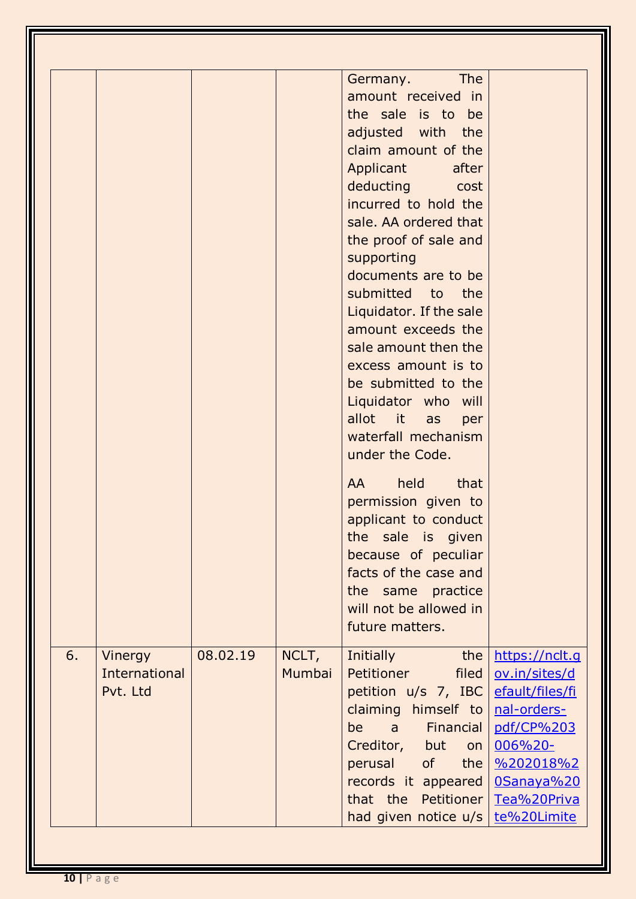| | | | | | |
|---|---|---|---|---|---|
| | | | | Germany. The amount received in the sale is to be adjusted with the claim amount of the Applicant after deducting cost incurred to hold the sale. AA ordered that the proof of sale and supporting documents are to be submitted to the Liquidator. If the sale amount exceeds the sale amount then the excess amount is to be submitted to the Liquidator who will allot it as per waterfall mechanism under the Code.<br><br>AA held that permission given to applicant to conduct the sale is given because of peculiar facts of the case and the same practice will not be allowed in future matters. | |
| 6. | Vinergy International Pvt. Ltd | 08.02.19 | NCLT, Mumbai | Initially the Petitioner filed petition u/s 7, IBC claiming himself to be a Financial Creditor, but on perusal of the records it appeared that the Petitioner had given notice u/s | https://nclt.gov.in/sites/default/files/final-orders-pdf/CP%203006%20-%202018%20Sanaya%20Tea%20Private%20Limite |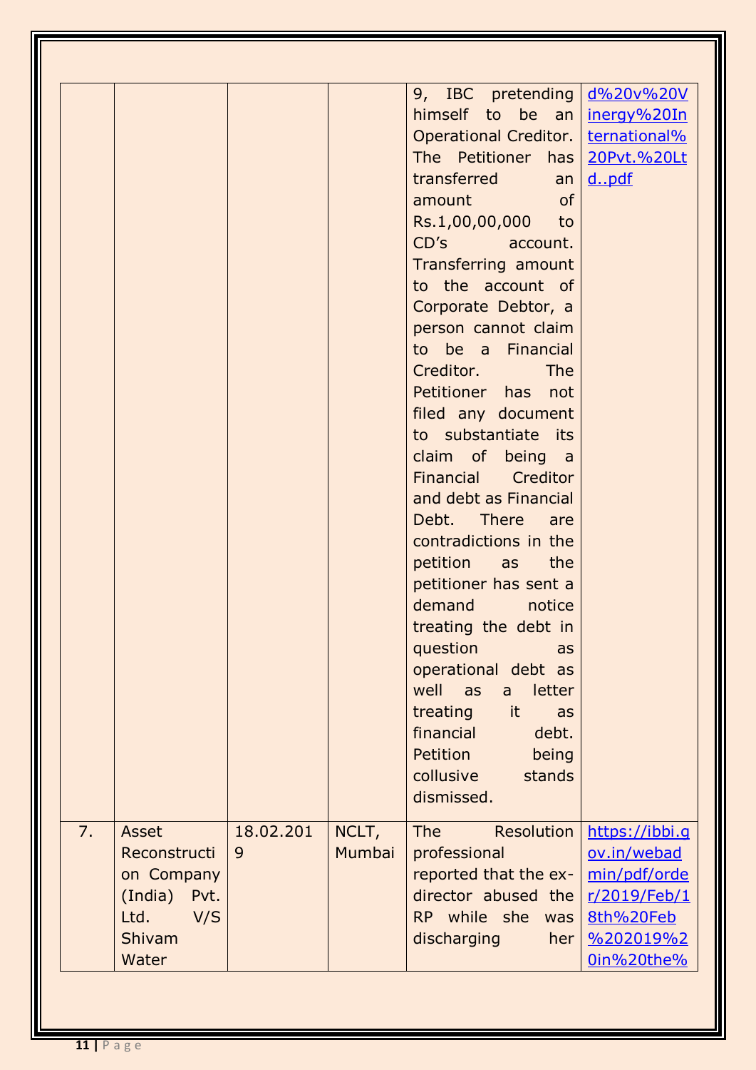|  |  |  |  |  |  |
|---|---|---|---|---|---|
|  |  |  |  | 9, IBC pretending himself to be an Operational Creditor. The Petitioner has transferred an amount of Rs.1,00,00,000 to CD's account. Transferring amount to the account of Corporate Debtor, a person cannot claim to be a Financial Creditor. The Petitioner has not filed any document to substantiate its claim of being a Financial Creditor and debt as Financial Debt. There are contradictions in the petition as the petitioner has sent a demand notice treating the debt in question as operational debt as well as a letter treating it as financial debt. Petition being collusive stands dismissed. | d%20v%20Vinergy%20International%20Pvt.%20Ltd..pdf |
| 7. | Asset Reconstruction Company (India) Pvt. Ltd. V/S Shivam Water | 18.02.2019 | NCLT, Mumbai | The Resolution professional reported that the ex-director abused the RP while she was discharging her | https://ibbi.gov.in/webadmin/pdf/order/2019/Feb/18th%20Feb%202019%20in%20the% |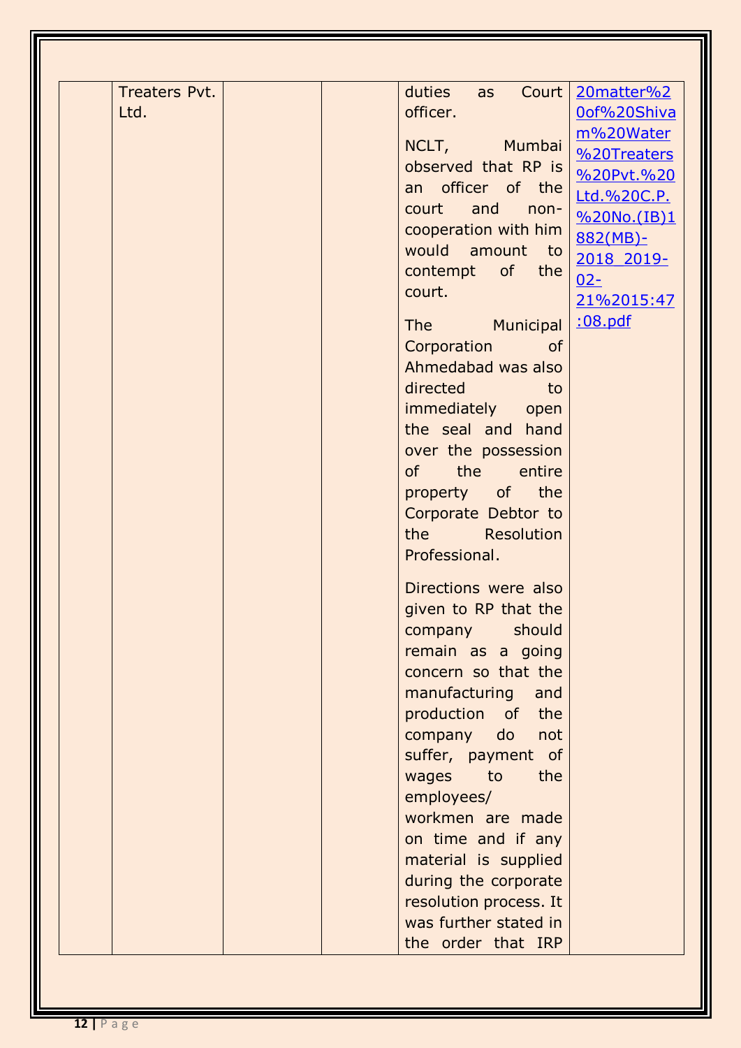|  | Treaters Pvt. Ltd. |  |  | duties as Court officer.<br><br>NCLT, Mumbai observed that RP is an officer of the court and non-cooperation with him would amount to contempt of the court.<br><br>The Municipal Corporation of Ahmedabad was also directed to immediately open the seal and hand over the possession of the entire property of the Corporate Debtor to the Resolution Professional.<br><br>Directions were also given to RP that the company should remain as a going concern so that the manufacturing and production of the company do not suffer, payment of wages to the employees/ workmen are made on time and if any material is supplied during the corporate resolution process. It was further stated in the order that IRP | 20matter%20of%20Shivam%20Water%20Treaters%20Pvt.%20Ltd.%20C.P.%20No.(IB)1882(MB)-2018_2019-02-21%2015:47:08.pdf |
|---|---|---|---|---|---|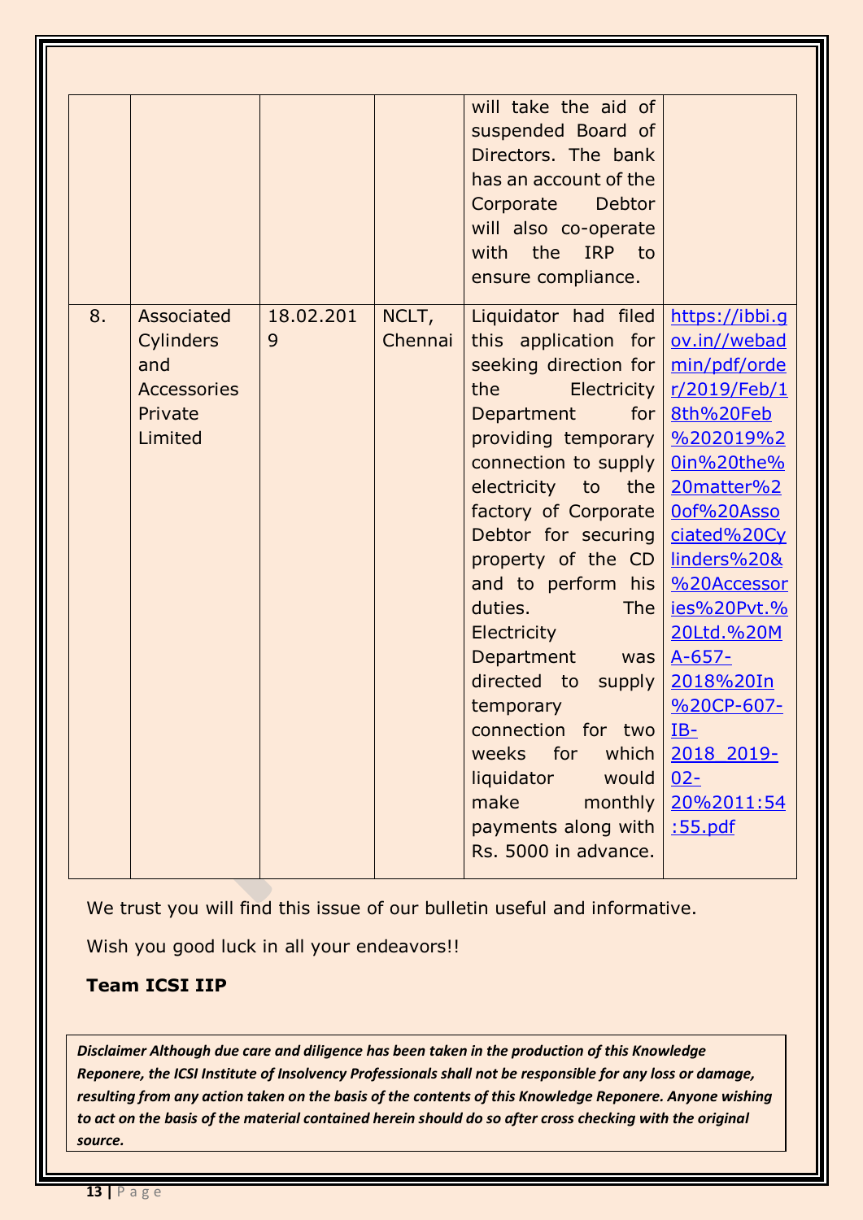| | | | | | |
|---|---|---|---|---|---|
| | | | | will take the aid of suspended Board of Directors. The bank has an account of the Corporate Debtor will also co-operate with the IRP to ensure compliance. | |
| 8. | Associated Cylinders and Accessories Private Limited | 18.02.2019 | NCLT, Chennai | Liquidator had filed this application for seeking direction for the Electricity Department for providing temporary connection to supply electricity to the factory of Corporate Debtor for securing property of the CD and to perform his duties. The Electricity Department was directed to supply temporary connection for two weeks for which liquidator would make monthly payments along with Rs. 5000 in advance. | https://ibbi.gov.in//webadmin/pdf/order/2019/Feb/18th%20Feb%202019%20in%20the%20matter%20of%20Associated%20Cylinders%20&%20Accessories%20Pvt.%20Ltd.%20MA-657-2018%20In%20CP-607-IB-2018_2019-02-20%2011:54:55.pdf |

We trust you will find this issue of our bulletin useful and informative.

Wish you good luck in all your endeavors!!

**Team ICSI IIP**

***Disclaimer Although due care and diligence has been taken in the production of this Knowledge Reponere, the ICSI Institute of Insolvency Professionals shall not be responsible for any loss or damage, resulting from any action taken on the basis of the contents of this Knowledge Reponere. Anyone wishing to act on the basis of the material contained herein should do so after cross checking with the original source.***